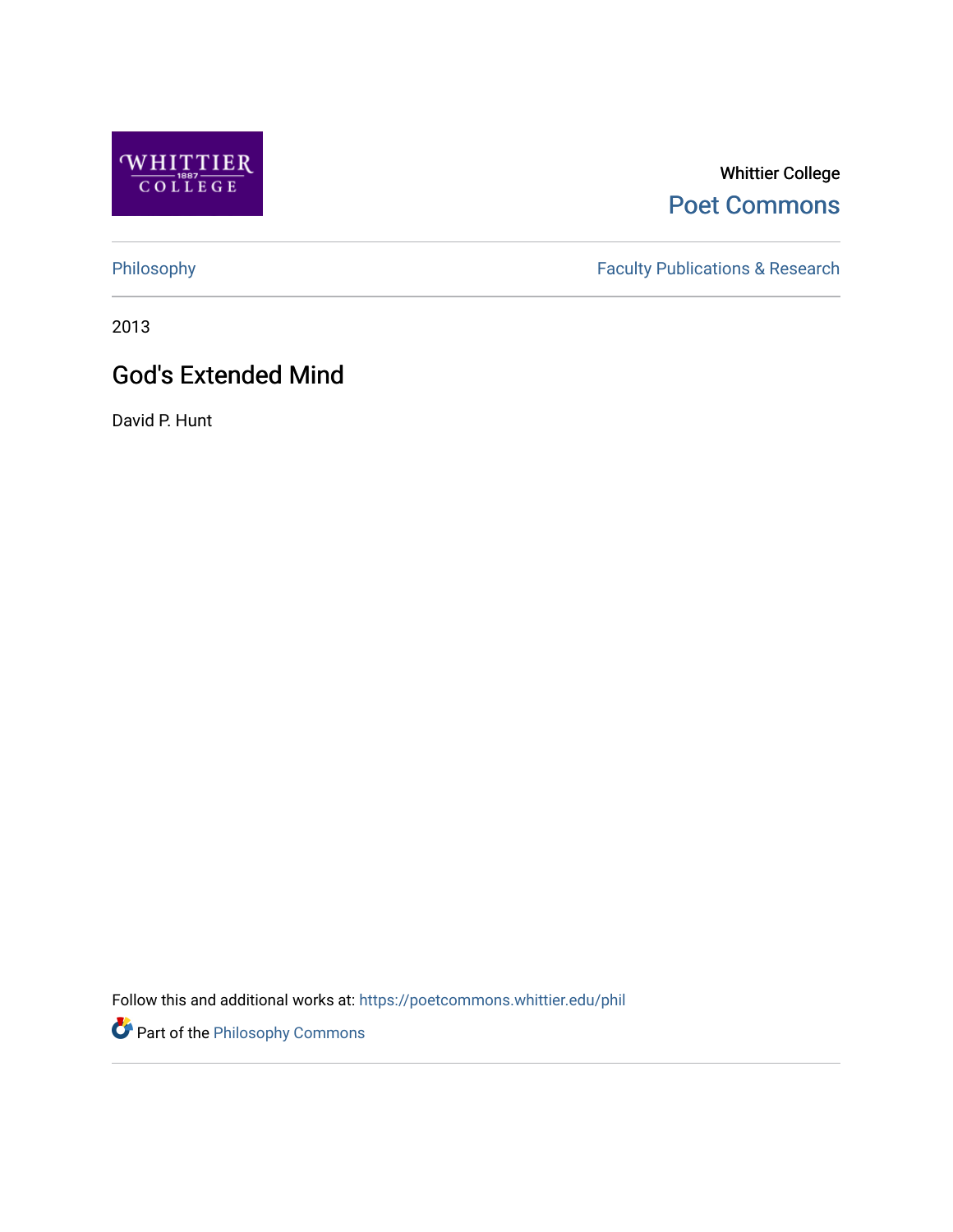WHITTIER 1887 COLLEGE

Whittier College

Poet Commons

Philosophy

Faculty Publications & Research

2013

# God's Extended Mind

David P. Hunt

Follow this and additional works at: https://poetcommons.whittier.edu/phil

Part of the Philosophy Commons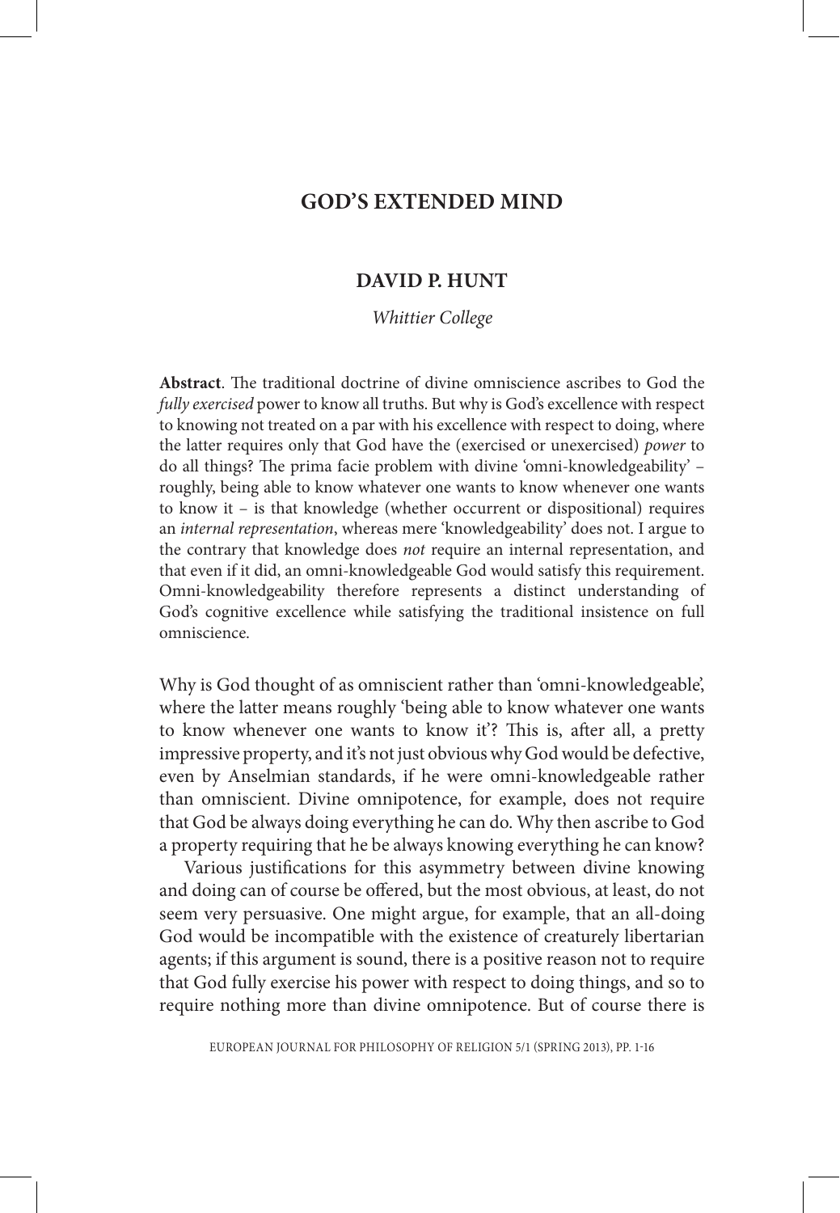# GOD'S EXTENDED MIND

## DAVID P. HUNT

*Whittier College*

**Abstract**. The traditional doctrine of divine omniscience ascribes to God the *fully exercised* power to know all truths. But why is God's excellence with respect to knowing not treated on a par with his excellence with respect to doing, where the latter requires only that God have the (exercised or unexercised) *power* to do all things? The prima facie problem with divine 'omni-knowledgeability' – roughly, being able to know whatever one wants to know whenever one wants to know it – is that knowledge (whether occurrent or dispositional) requires an *internal representation*, whereas mere 'knowledgeability' does not. I argue to the contrary that knowledge does *not* require an internal representation, and that even if it did, an omni-knowledgeable God would satisfy this requirement. Omni-knowledgeability therefore represents a distinct understanding of God's cognitive excellence while satisfying the traditional insistence on full omniscience.

Why is God thought of as omniscient rather than 'omni-knowledgeable', where the latter means roughly 'being able to know whatever one wants to know whenever one wants to know it'? This is, after all, a pretty impressive property, and it's not just obvious why God would be defective, even by Anselmian standards, if he were omni-knowledgeable rather than omniscient. Divine omnipotence, for example, does not require that God be always doing everything he can do. Why then ascribe to God a property requiring that he be always knowing everything he can know?

Various justifications for this asymmetry between divine knowing and doing can of course be offered, but the most obvious, at least, do not seem very persuasive. One might argue, for example, that an all-doing God would be incompatible with the existence of creaturely libertarian agents; if this argument is sound, there is a positive reason not to require that God fully exercise his power with respect to doing things, and so to require nothing more than divine omnipotence. But of course there is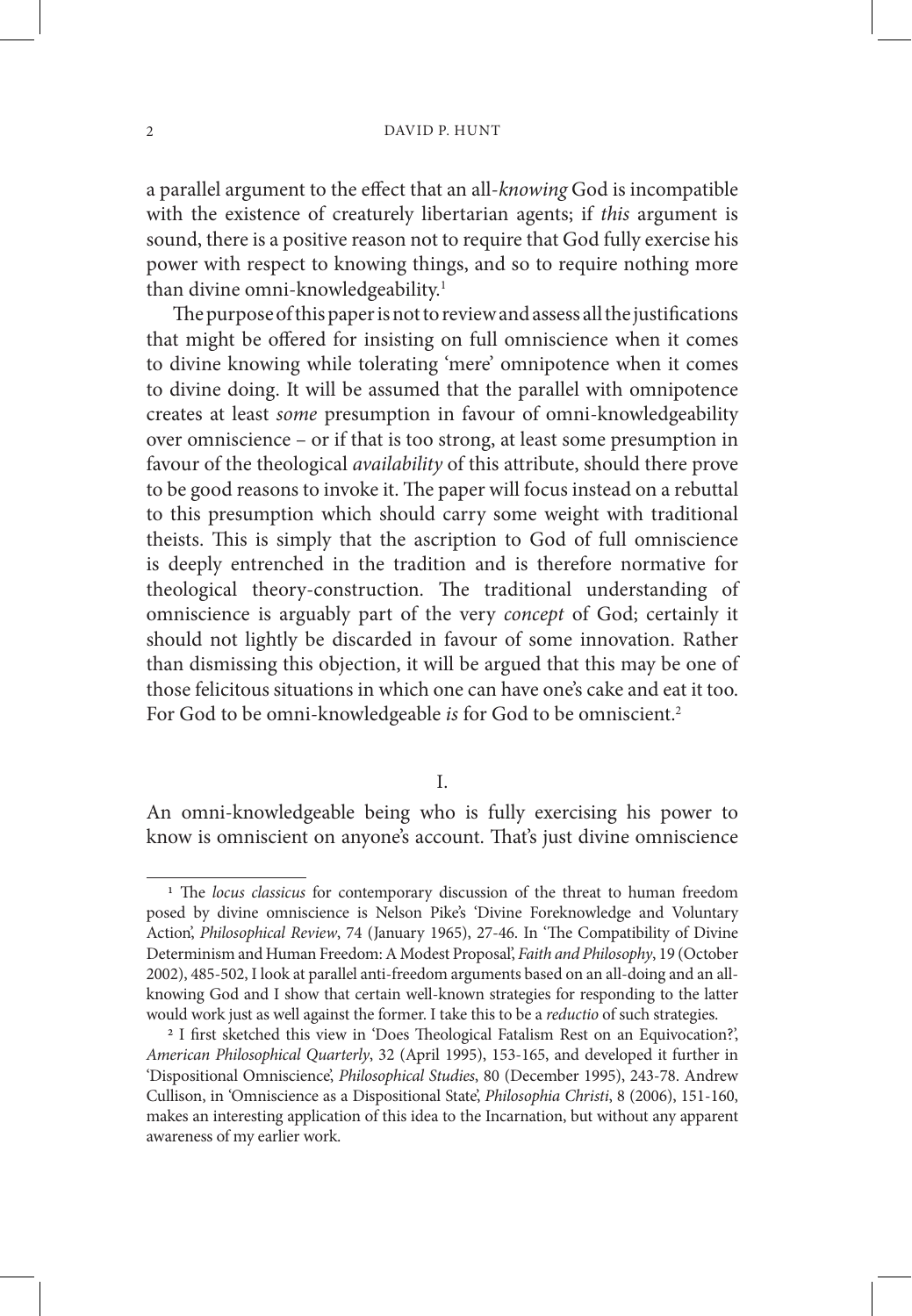a parallel argument to the effect that an all-*knowing* God is incompatible with the existence of creaturely libertarian agents; if *this* argument is sound, there is a positive reason not to require that God fully exercise his power with respect to knowing things, and so to require nothing more than divine omni-knowledgeability.[1]

The purpose of this paper is not to review and assess all the justifications that might be offered for insisting on full omniscience when it comes to divine knowing while tolerating 'mere' omnipotence when it comes to divine doing. It will be assumed that the parallel with omnipotence creates at least *some* presumption in favour of omni-knowledgeability over omniscience – or if that is too strong, at least some presumption in favour of the theological *availability* of this attribute, should there prove to be good reasons to invoke it. The paper will focus instead on a rebuttal to this presumption which should carry some weight with traditional theists. This is simply that the ascription to God of full omniscience is deeply entrenched in the tradition and is therefore normative for theological theory-construction. The traditional understanding of omniscience is arguably part of the very *concept* of God; certainly it should not lightly be discarded in favour of some innovation. Rather than dismissing this objection, it will be argued that this may be one of those felicitous situations in which one can have one's cake and eat it too. For God to be omni-knowledgeable *is* for God to be omniscient.[2]

## I.

An omni-knowledgeable being who is fully exercising his power to know is omniscient on anyone's account. That's just divine omniscience

---

[1] The *locus classicus* for contemporary discussion of the threat to human freedom posed by divine omniscience is Nelson Pike's 'Divine Foreknowledge and Voluntary Action', *Philosophical Review*, 74 (January 1965), 27-46. In 'The Compatibility of Divine Determinism and Human Freedom: A Modest Proposal', *Faith and Philosophy*, 19 (October 2002), 485-502, I look at parallel anti-freedom arguments based on an all-doing and an all-knowing God and I show that certain well-known strategies for responding to the latter would work just as well against the former. I take this to be a *reductio* of such strategies.

[2] I first sketched this view in 'Does Theological Fatalism Rest on an Equivocation?', *American Philosophical Quarterly*, 32 (April 1995), 153-165, and developed it further in 'Dispositional Omniscience', *Philosophical Studies*, 80 (December 1995), 243-78. Andrew Cullison, in 'Omniscience as a Dispositional State', *Philosophia Christi*, 8 (2006), 151-160, makes an interesting application of this idea to the Incarnation, but without any apparent awareness of my earlier work.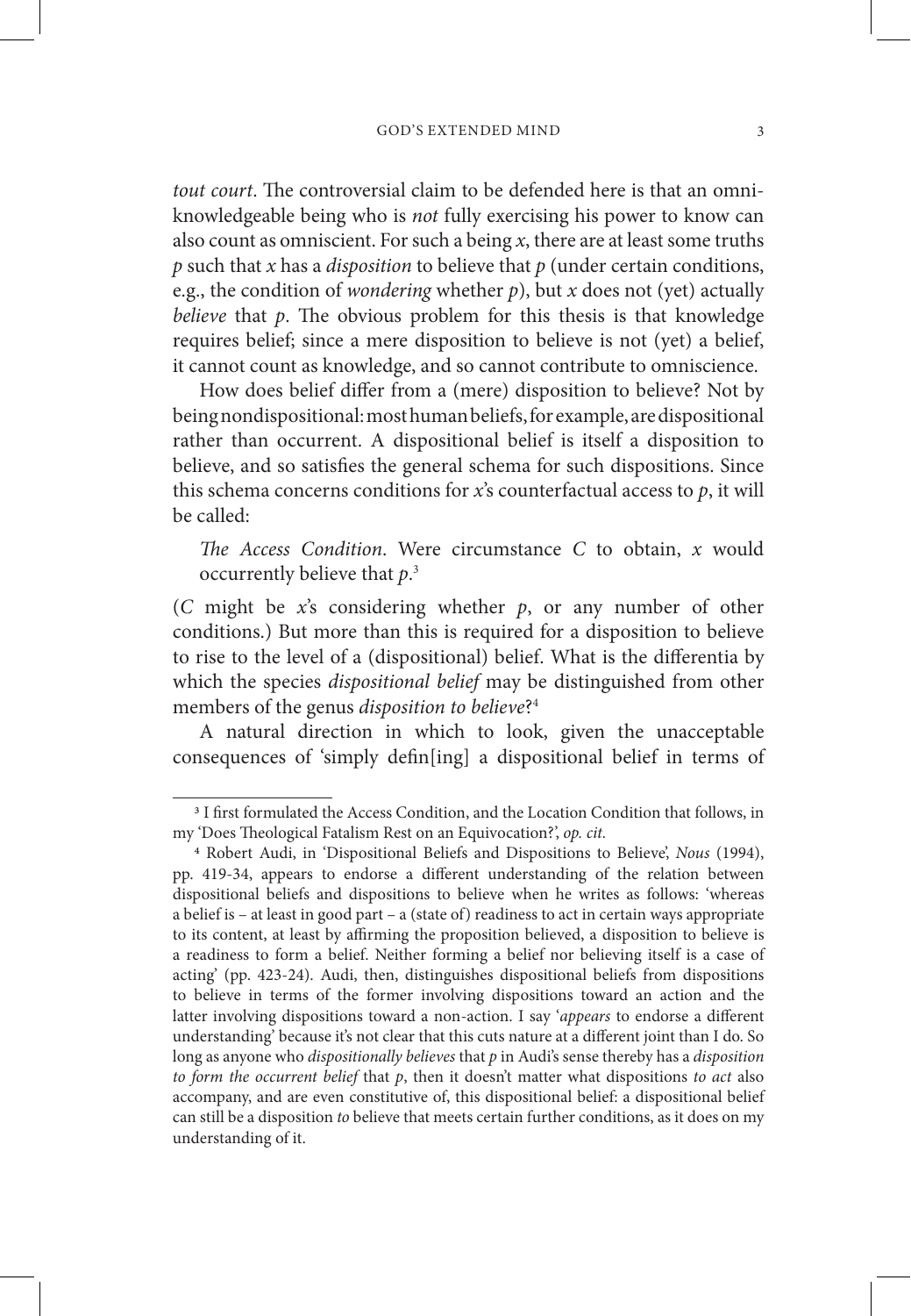*tout court*. The controversial claim to be defended here is that an omni-knowledgeable being who is *not* fully exercising his power to know can also count as omniscient. For such a being *x*, there are at least some truths *p* such that *x* has a *disposition* to believe that *p* (under certain conditions, e.g., the condition of *wondering* whether *p*), but *x* does not (yet) actually *believe* that *p*. The obvious problem for this thesis is that knowledge requires belief; since a mere disposition to believe is not (yet) a belief, it cannot count as knowledge, and so cannot contribute to omniscience.

How does belief differ from a (mere) disposition to believe? Not by being nondispositional: most human beliefs, for example, are dispositional rather than occurrent. A dispositional belief is itself a disposition to believe, and so satisfies the general schema for such dispositions. Since this schema concerns conditions for *x*'s counterfactual access to *p*, it will be called:

> *The Access Condition*. Were circumstance *C* to obtain, *x* would occurrently believe that *p*.[3]

(*C* might be *x*'s considering whether *p*, or any number of other conditions.) But more than this is required for a disposition to believe to rise to the level of a (dispositional) belief. What is the differentia by which the species *dispositional belief* may be distinguished from other members of the genus *disposition to believe*?[4]

A natural direction in which to look, given the unacceptable consequences of 'simply defin[ing] a dispositional belief in terms of

---

[3] I first formulated the Access Condition, and the Location Condition that follows, in my 'Does Theological Fatalism Rest on an Equivocation?', *op. cit.*

[4] Robert Audi, in 'Dispositional Beliefs and Dispositions to Believe', *Nous* (1994), pp. 419-34, appears to endorse a different understanding of the relation between dispositional beliefs and dispositions to believe when he writes as follows: 'whereas a belief is – at least in good part – a (state of) readiness to act in certain ways appropriate to its content, at least by affirming the proposition believed, a disposition to believe is a readiness to form a belief. Neither forming a belief nor believing itself is a case of acting' (pp. 423-24). Audi, then, distinguishes dispositional beliefs from dispositions to believe in terms of the former involving dispositions toward an action and the latter involving dispositions toward a non-action. I say '*appears* to endorse a different understanding' because it's not clear that this cuts nature at a different joint than I do. So long as anyone who *dispositionally believes* that *p* in Audi's sense thereby has a *disposition to form the occurrent belief* that *p*, then it doesn't matter what dispositions *to act* also accompany, and are even constitutive of, this dispositional belief: a dispositional belief can still be a disposition *to* believe that meets certain further conditions, as it does on my understanding of it.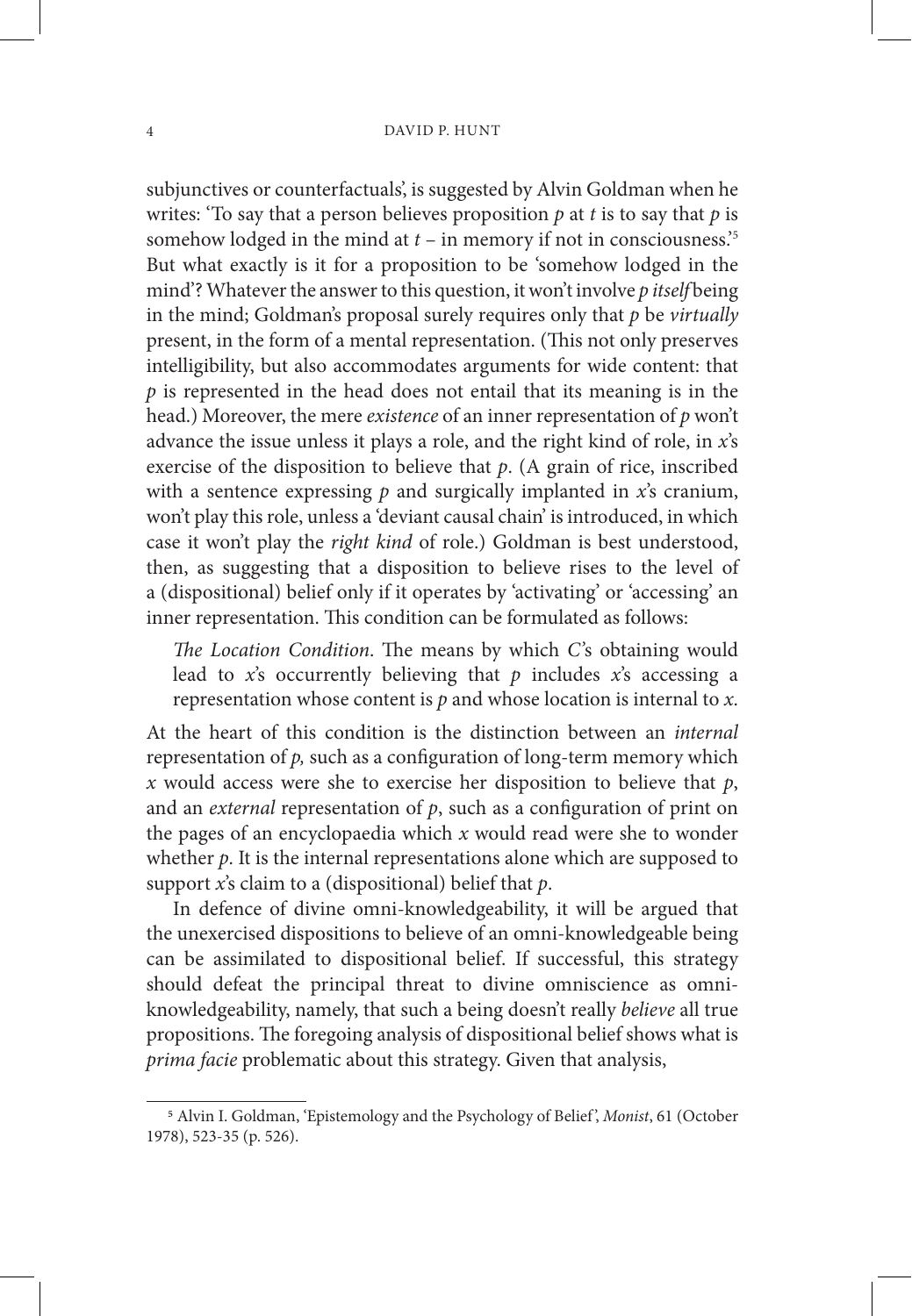subjunctives or counterfactuals', is suggested by Alvin Goldman when he writes: 'To say that a person believes proposition *p* at *t* is to say that *p* is somehow lodged in the mind at *t* – in memory if not in consciousness.'[5] But what exactly is it for a proposition to be 'somehow lodged in the mind'? Whatever the answer to this question, it won't involve *p itself* being in the mind; Goldman's proposal surely requires only that *p* be *virtually* present, in the form of a mental representation. (This not only preserves intelligibility, but also accommodates arguments for wide content: that *p* is represented in the head does not entail that its meaning is in the head.) Moreover, the mere *existence* of an inner representation of *p* won't advance the issue unless it plays a role, and the right kind of role, in *x*'s exercise of the disposition to believe that *p*. (A grain of rice, inscribed with a sentence expressing *p* and surgically implanted in *x*'s cranium, won't play this role, unless a 'deviant causal chain' is introduced, in which case it won't play the *right kind* of role.) Goldman is best understood, then, as suggesting that a disposition to believe rises to the level of a (dispositional) belief only if it operates by 'activating' or 'accessing' an inner representation. This condition can be formulated as follows:

> *The Location Condition*. The means by which *C*'s obtaining would lead to *x*'s occurrently believing that *p* includes *x*'s accessing a representation whose content is *p* and whose location is internal to *x*.

At the heart of this condition is the distinction between an *internal* representation of *p,* such as a configuration of long-term memory which *x* would access were she to exercise her disposition to believe that *p*, and an *external* representation of *p*, such as a configuration of print on the pages of an encyclopaedia which *x* would read were she to wonder whether *p*. It is the internal representations alone which are supposed to support *x*'s claim to a (dispositional) belief that *p*.

In defence of divine omni-knowledgeability, it will be argued that the unexercised dispositions to believe of an omni-knowledgeable being can be assimilated to dispositional belief. If successful, this strategy should defeat the principal threat to divine omniscience as omni-knowledgeability, namely, that such a being doesn't really *believe* all true propositions. The foregoing analysis of dispositional belief shows what is *prima facie* problematic about this strategy. Given that analysis,

[5] Alvin I. Goldman, 'Epistemology and the Psychology of Belief', *Monist*, 61 (October 1978), 523-35 (p. 526).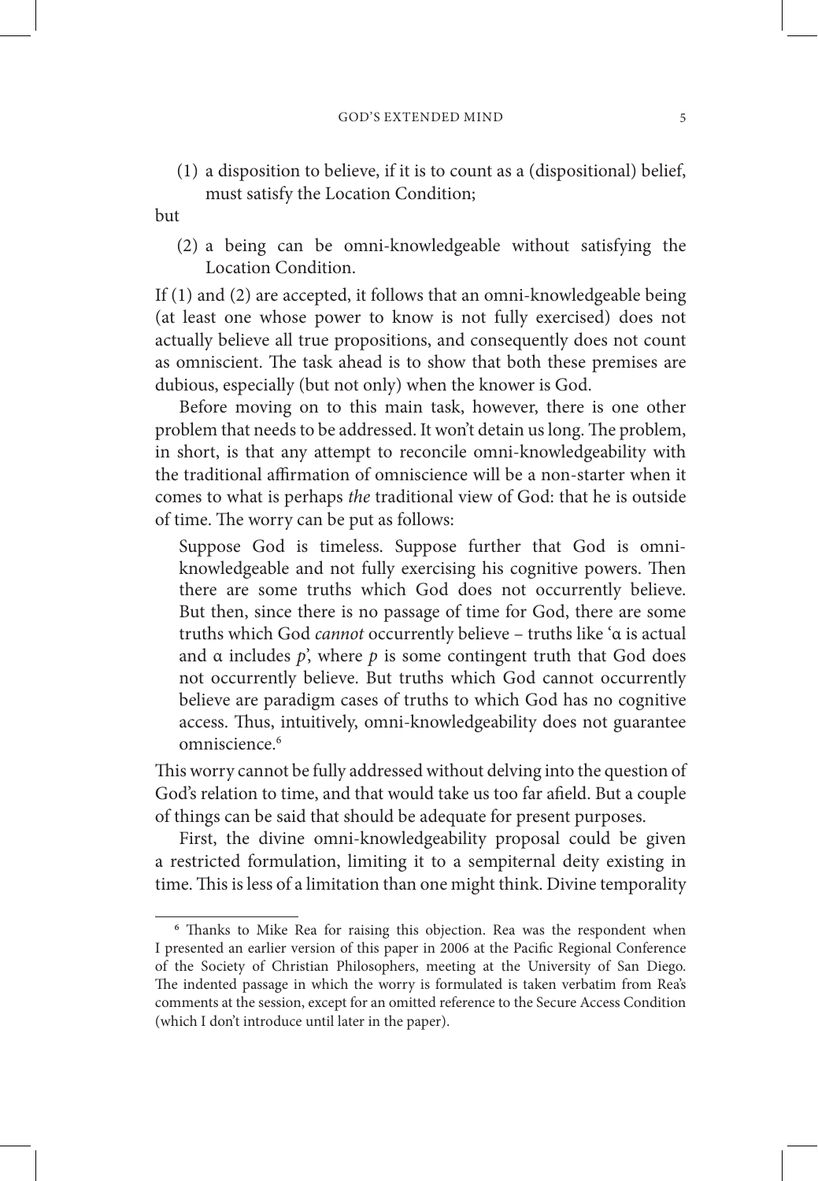(1) a disposition to believe, if it is to count as a (dispositional) belief, must satisfy the Location Condition;

but

(2) a being can be omni-knowledgeable without satisfying the Location Condition.

If (1) and (2) are accepted, it follows that an omni-knowledgeable being (at least one whose power to know is not fully exercised) does not actually believe all true propositions, and consequently does not count as omniscient. The task ahead is to show that both these premises are dubious, especially (but not only) when the knower is God.

Before moving on to this main task, however, there is one other problem that needs to be addressed. It won't detain us long. The problem, in short, is that any attempt to reconcile omni-knowledgeability with the traditional affirmation of omniscience will be a non-starter when it comes to what is perhaps *the* traditional view of God: that he is outside of time. The worry can be put as follows:

> Suppose God is timeless. Suppose further that God is omni-knowledgeable and not fully exercising his cognitive powers. Then there are some truths which God does not occurrently believe. But then, since there is no passage of time for God, there are some truths which God *cannot* occurrently believe – truths like 'α is actual and α includes *p*', where *p* is some contingent truth that God does not occurrently believe. But truths which God cannot occurrently believe are paradigm cases of truths to which God has no cognitive access. Thus, intuitively, omni-knowledgeability does not guarantee omniscience.[6]

This worry cannot be fully addressed without delving into the question of God's relation to time, and that would take us too far afield. But a couple of things can be said that should be adequate for present purposes.

First, the divine omni-knowledgeability proposal could be given a restricted formulation, limiting it to a sempiternal deity existing in time. This is less of a limitation than one might think. Divine temporality

---

[6] Thanks to Mike Rea for raising this objection. Rea was the respondent when I presented an earlier version of this paper in 2006 at the Pacific Regional Conference of the Society of Christian Philosophers, meeting at the University of San Diego. The indented passage in which the worry is formulated is taken verbatim from Rea's comments at the session, except for an omitted reference to the Secure Access Condition (which I don't introduce until later in the paper).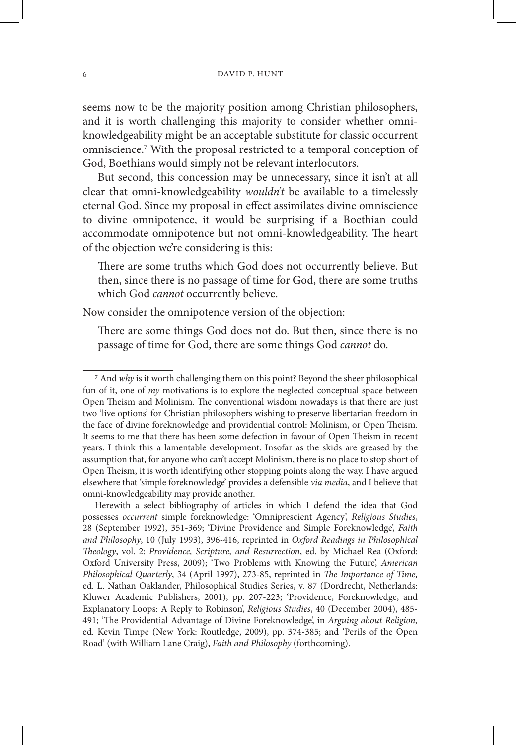seems now to be the majority position among Christian philosophers, and it is worth challenging this majority to consider whether omni-knowledgeability might be an acceptable substitute for classic occurrent omniscience.[7] With the proposal restricted to a temporal conception of God, Boethians would simply not be relevant interlocutors.

But second, this concession may be unnecessary, since it isn't at all clear that omni-knowledgeability *wouldn't* be available to a timelessly eternal God. Since my proposal in effect assimilates divine omniscience to divine omnipotence, it would be surprising if a Boethian could accommodate omnipotence but not omni-knowledgeability. The heart of the objection we're considering is this:

> There are some truths which God does not occurrently believe. But then, since there is no passage of time for God, there are some truths which God *cannot* occurrently believe.

Now consider the omnipotence version of the objection:

> There are some things God does not do. But then, since there is no passage of time for God, there are some things God *cannot* do.

---

[7] And *why* is it worth challenging them on this point? Beyond the sheer philosophical fun of it, one of *my* motivations is to explore the neglected conceptual space between Open Theism and Molinism. The conventional wisdom nowadays is that there are just two 'live options' for Christian philosophers wishing to preserve libertarian freedom in the face of divine foreknowledge and providential control: Molinism, or Open Theism. It seems to me that there has been some defection in favour of Open Theism in recent years. I think this a lamentable development. Insofar as the skids are greased by the assumption that, for anyone who can't accept Molinism, there is no place to stop short of Open Theism, it is worth identifying other stopping points along the way. I have argued elsewhere that 'simple foreknowledge' provides a defensible *via media*, and I believe that omni-knowledgeability may provide another.

Herewith a select bibliography of articles in which I defend the idea that God possesses *occurrent* simple foreknowledge: 'Omniprescient Agency', *Religious Studies*, 28 (September 1992), 351-369; 'Divine Providence and Simple Foreknowledge', *Faith and Philosophy*, 10 (July 1993), 396-416, reprinted in *Oxford Readings in Philosophical Theology*, vol. 2: *Providence, Scripture, and Resurrection*, ed. by Michael Rea (Oxford: Oxford University Press, 2009); 'Two Problems with Knowing the Future', *American Philosophical Quarterly*, 34 (April 1997), 273-85, reprinted in *The Importance of Time,* ed. L. Nathan Oaklander, Philosophical Studies Series, v. 87 (Dordrecht, Netherlands: Kluwer Academic Publishers, 2001), pp. 207-223; 'Providence, Foreknowledge, and Explanatory Loops: A Reply to Robinson', *Religious Studies*, 40 (December 2004), 485-491; 'The Providential Advantage of Divine Foreknowledge', in *Arguing about Religion,* ed. Kevin Timpe (New York: Routledge, 2009), pp. 374-385; and 'Perils of the Open Road' (with William Lane Craig), *Faith and Philosophy* (forthcoming).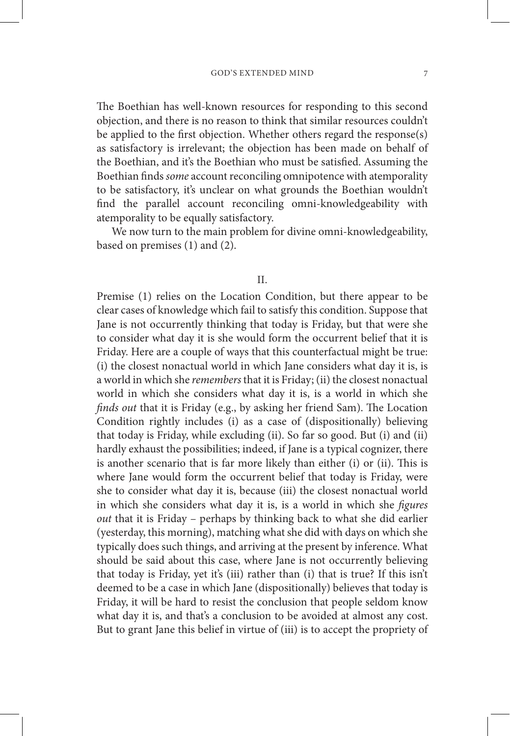The Boethian has well-known resources for responding to this second objection, and there is no reason to think that similar resources couldn't be applied to the first objection. Whether others regard the response(s) as satisfactory is irrelevant; the objection has been made on behalf of the Boethian, and it's the Boethian who must be satisfied. Assuming the Boethian finds *some* account reconciling omnipotence with atemporality to be satisfactory, it's unclear on what grounds the Boethian wouldn't find the parallel account reconciling omni-knowledgeability with atemporality to be equally satisfactory.

We now turn to the main problem for divine omni-knowledgeability, based on premises (1) and (2).

## II.

Premise (1) relies on the Location Condition, but there appear to be clear cases of knowledge which fail to satisfy this condition. Suppose that Jane is not occurrently thinking that today is Friday, but that were she to consider what day it is she would form the occurrent belief that it is Friday. Here are a couple of ways that this counterfactual might be true: (i) the closest nonactual world in which Jane considers what day it is, is a world in which she *remembers* that it is Friday; (ii) the closest nonactual world in which she considers what day it is, is a world in which she *finds out* that it is Friday (e.g., by asking her friend Sam). The Location Condition rightly includes (i) as a case of (dispositionally) believing that today is Friday, while excluding (ii). So far so good. But (i) and (ii) hardly exhaust the possibilities; indeed, if Jane is a typical cognizer, there is another scenario that is far more likely than either (i) or (ii). This is where Jane would form the occurrent belief that today is Friday, were she to consider what day it is, because (iii) the closest nonactual world in which she considers what day it is, is a world in which she *figures out* that it is Friday – perhaps by thinking back to what she did earlier (yesterday, this morning), matching what she did with days on which she typically does such things, and arriving at the present by inference. What should be said about this case, where Jane is not occurrently believing that today is Friday, yet it's (iii) rather than (i) that is true? If this isn't deemed to be a case in which Jane (dispositionally) believes that today is Friday, it will be hard to resist the conclusion that people seldom know what day it is, and that's a conclusion to be avoided at almost any cost. But to grant Jane this belief in virtue of (iii) is to accept the propriety of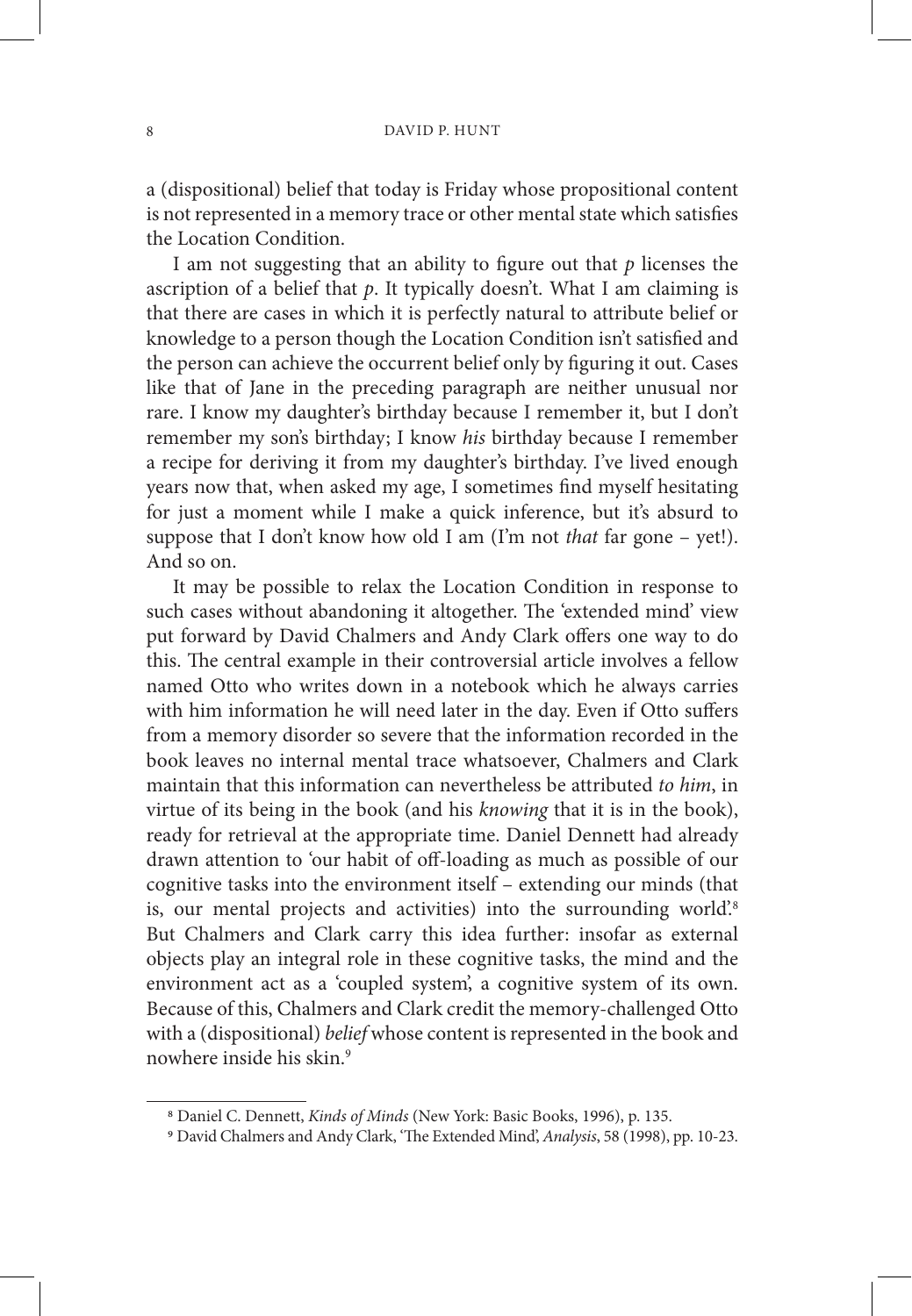a (dispositional) belief that today is Friday whose propositional content is not represented in a memory trace or other mental state which satisfies the Location Condition.

I am not suggesting that an ability to figure out that *p* licenses the ascription of a belief that *p*. It typically doesn't. What I am claiming is that there are cases in which it is perfectly natural to attribute belief or knowledge to a person though the Location Condition isn't satisfied and the person can achieve the occurrent belief only by figuring it out. Cases like that of Jane in the preceding paragraph are neither unusual nor rare. I know my daughter's birthday because I remember it, but I don't remember my son's birthday; I know *his* birthday because I remember a recipe for deriving it from my daughter's birthday. I've lived enough years now that, when asked my age, I sometimes find myself hesitating for just a moment while I make a quick inference, but it's absurd to suppose that I don't know how old I am (I'm not *that* far gone – yet!). And so on.

It may be possible to relax the Location Condition in response to such cases without abandoning it altogether. The 'extended mind' view put forward by David Chalmers and Andy Clark offers one way to do this. The central example in their controversial article involves a fellow named Otto who writes down in a notebook which he always carries with him information he will need later in the day. Even if Otto suffers from a memory disorder so severe that the information recorded in the book leaves no internal mental trace whatsoever, Chalmers and Clark maintain that this information can nevertheless be attributed *to him*, in virtue of its being in the book (and his *knowing* that it is in the book), ready for retrieval at the appropriate time. Daniel Dennett had already drawn attention to 'our habit of off-loading as much as possible of our cognitive tasks into the environment itself – extending our minds (that is, our mental projects and activities) into the surrounding world'.[8] But Chalmers and Clark carry this idea further: insofar as external objects play an integral role in these cognitive tasks, the mind and the environment act as a 'coupled system', a cognitive system of its own. Because of this, Chalmers and Clark credit the memory-challenged Otto with a (dispositional) *belief* whose content is represented in the book and nowhere inside his skin.[9]

---

[8] Daniel C. Dennett, *Kinds of Minds* (New York: Basic Books, 1996), p. 135.

[9] David Chalmers and Andy Clark, 'The Extended Mind', *Analysis*, 58 (1998), pp. 10-23.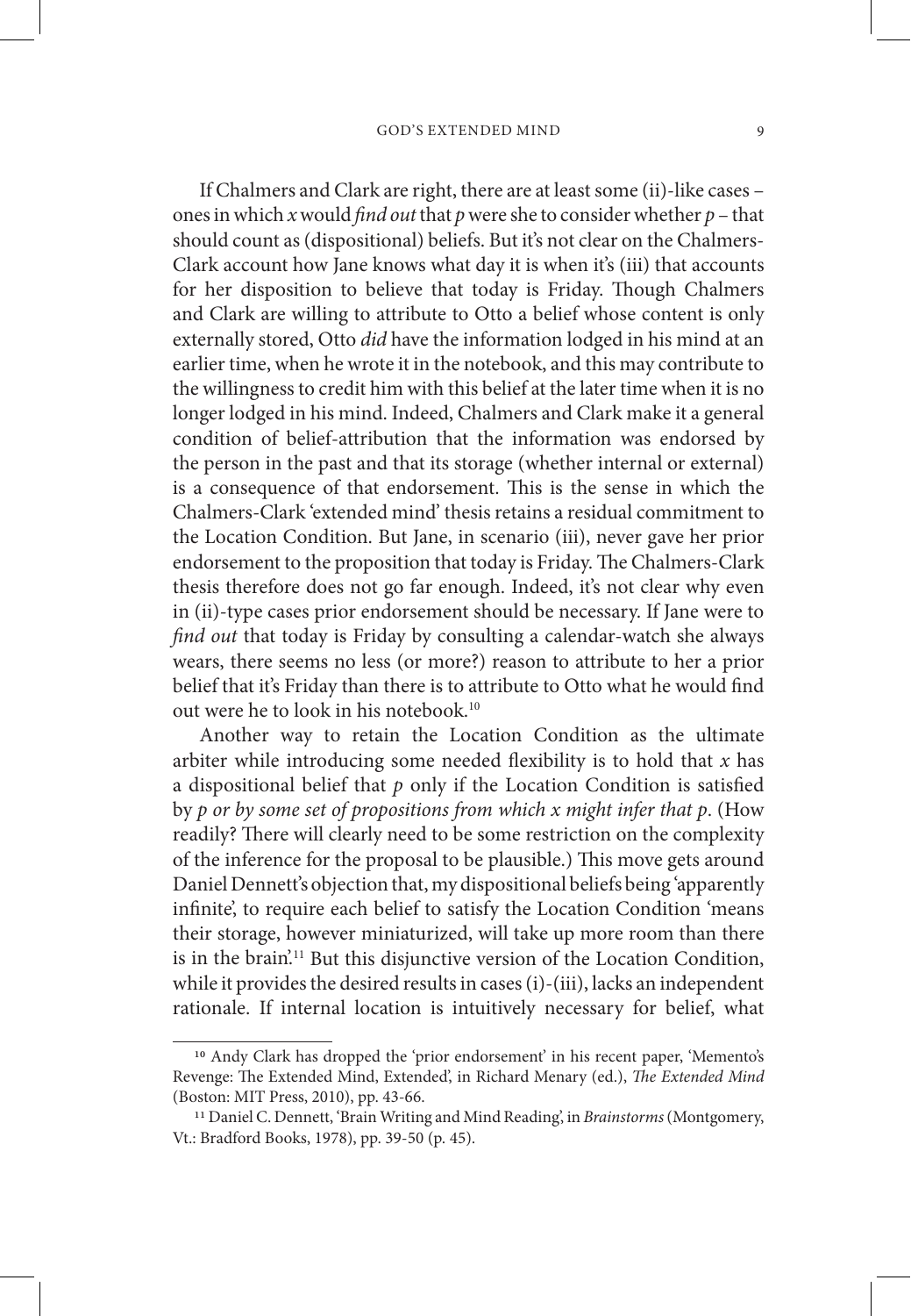If Chalmers and Clark are right, there are at least some (ii)-like cases – ones in which $x$ would *find out* that $p$ were she to consider whether $p$ – that should count as (dispositional) beliefs. But it's not clear on the Chalmers-Clark account how Jane knows what day it is when it's (iii) that accounts for her disposition to believe that today is Friday. Though Chalmers and Clark are willing to attribute to Otto a belief whose content is only externally stored, Otto *did* have the information lodged in his mind at an earlier time, when he wrote it in the notebook, and this may contribute to the willingness to credit him with this belief at the later time when it is no longer lodged in his mind. Indeed, Chalmers and Clark make it a general condition of belief-attribution that the information was endorsed by the person in the past and that its storage (whether internal or external) is a consequence of that endorsement. This is the sense in which the Chalmers-Clark 'extended mind' thesis retains a residual commitment to the Location Condition. But Jane, in scenario (iii), never gave her prior endorsement to the proposition that today is Friday. The Chalmers-Clark thesis therefore does not go far enough. Indeed, it's not clear why even in (ii)-type cases prior endorsement should be necessary. If Jane were to *find out* that today is Friday by consulting a calendar-watch she always wears, there seems no less (or more?) reason to attribute to her a prior belief that it's Friday than there is to attribute to Otto what he would find out were he to look in his notebook.[10]

Another way to retain the Location Condition as the ultimate arbiter while introducing some needed flexibility is to hold that $x$ has a dispositional belief that $p$ only if the Location Condition is satisfied by *p or by some set of propositions from which x might infer that p*. (How readily? There will clearly need to be some restriction on the complexity of the inference for the proposal to be plausible.) This move gets around Daniel Dennett's objection that, my dispositional beliefs being 'apparently infinite', to require each belief to satisfy the Location Condition 'means their storage, however miniaturized, will take up more room than there is in the brain'.[11] But this disjunctive version of the Location Condition, while it provides the desired results in cases (i)-(iii), lacks an independent rationale. If internal location is intuitively necessary for belief, what

[10] Andy Clark has dropped the 'prior endorsement' in his recent paper, 'Memento's Revenge: The Extended Mind, Extended', in Richard Menary (ed.), *The Extended Mind* (Boston: MIT Press, 2010), pp. 43-66.

[11] Daniel C. Dennett, 'Brain Writing and Mind Reading', in *Brainstorms* (Montgomery, Vt.: Bradford Books, 1978), pp. 39-50 (p. 45).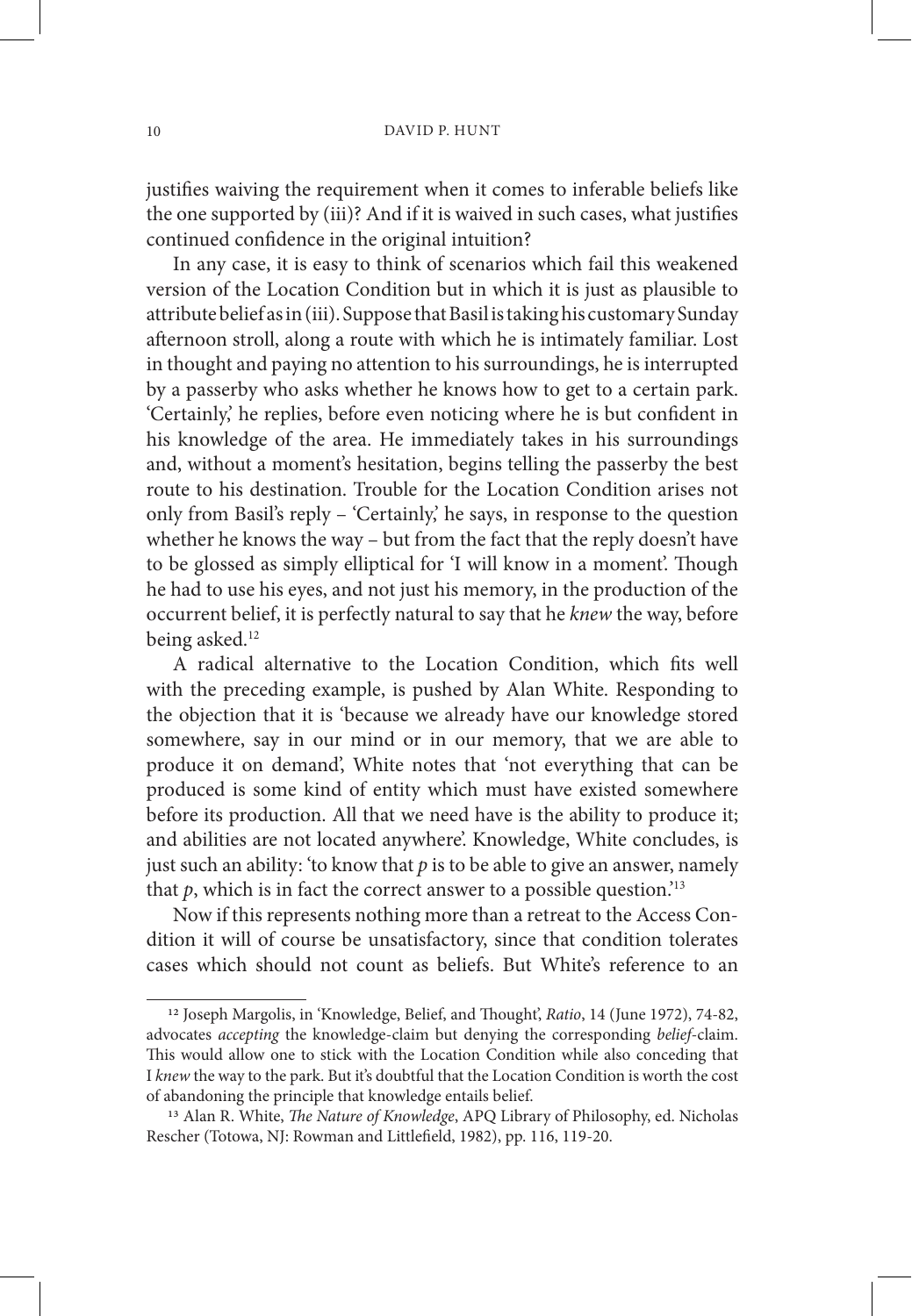justifies waiving the requirement when it comes to inferable beliefs like the one supported by (iii)? And if it is waived in such cases, what justifies continued confidence in the original intuition?

In any case, it is easy to think of scenarios which fail this weakened version of the Location Condition but in which it is just as plausible to attribute belief as in (iii). Suppose that Basil is taking his customary Sunday afternoon stroll, along a route with which he is intimately familiar. Lost in thought and paying no attention to his surroundings, he is interrupted by a passerby who asks whether he knows how to get to a certain park. 'Certainly,' he replies, before even noticing where he is but confident in his knowledge of the area. He immediately takes in his surroundings and, without a moment's hesitation, begins telling the passerby the best route to his destination. Trouble for the Location Condition arises not only from Basil's reply – 'Certainly,' he says, in response to the question whether he knows the way – but from the fact that the reply doesn't have to be glossed as simply elliptical for 'I will know in a moment'. Though he had to use his eyes, and not just his memory, in the production of the occurrent belief, it is perfectly natural to say that he *knew* the way, before being asked.[12]

A radical alternative to the Location Condition, which fits well with the preceding example, is pushed by Alan White. Responding to the objection that it is 'because we already have our knowledge stored somewhere, say in our mind or in our memory, that we are able to produce it on demand', White notes that 'not everything that can be produced is some kind of entity which must have existed somewhere before its production. All that we need have is the ability to produce it; and abilities are not located anywhere'. Knowledge, White concludes, is just such an ability: 'to know that *p* is to be able to give an answer, namely that *p*, which is in fact the correct answer to a possible question.'[13]

Now if this represents nothing more than a retreat to the Access Condition it will of course be unsatisfactory, since that condition tolerates cases which should not count as beliefs. But White's reference to an

---

[12] Joseph Margolis, in 'Knowledge, Belief, and Thought', *Ratio*, 14 (June 1972), 74-82, advocates *accepting* the knowledge-claim but denying the corresponding *belief*-claim. This would allow one to stick with the Location Condition while also conceding that I *knew* the way to the park. But it's doubtful that the Location Condition is worth the cost of abandoning the principle that knowledge entails belief.

[13] Alan R. White, *The Nature of Knowledge*, APQ Library of Philosophy, ed. Nicholas Rescher (Totowa, NJ: Rowman and Littlefield, 1982), pp. 116, 119-20.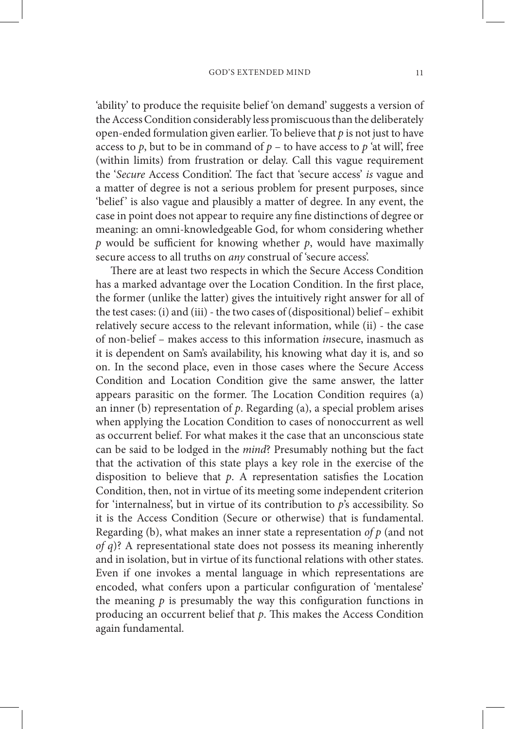'ability' to produce the requisite belief 'on demand' suggests a version of the Access Condition considerably less promiscuous than the deliberately open-ended formulation given earlier. To believe that *p* is not just to have access to *p*, but to be in command of *p* – to have access to *p* 'at will', free (within limits) from frustration or delay. Call this vague requirement the '*Secure* Access Condition'. The fact that 'secure access' *is* vague and a matter of degree is not a serious problem for present purposes, since 'belief' is also vague and plausibly a matter of degree. In any event, the case in point does not appear to require any fine distinctions of degree or meaning: an omni-knowledgeable God, for whom considering whether *p* would be sufficient for knowing whether *p*, would have maximally secure access to all truths on *any* construal of 'secure access'.

There are at least two respects in which the Secure Access Condition has a marked advantage over the Location Condition. In the first place, the former (unlike the latter) gives the intuitively right answer for all of the test cases: (i) and (iii) - the two cases of (dispositional) belief – exhibit relatively secure access to the relevant information, while (ii) - the case of non-belief – makes access to this information *in*secure, inasmuch as it is dependent on Sam's availability, his knowing what day it is, and so on. In the second place, even in those cases where the Secure Access Condition and Location Condition give the same answer, the latter appears parasitic on the former. The Location Condition requires (a) an inner (b) representation of *p*. Regarding (a), a special problem arises when applying the Location Condition to cases of nonoccurrent as well as occurrent belief. For what makes it the case that an unconscious state can be said to be lodged in the *mind*? Presumably nothing but the fact that the activation of this state plays a key role in the exercise of the disposition to believe that *p*. A representation satisfies the Location Condition, then, not in virtue of its meeting some independent criterion for 'internalness', but in virtue of its contribution to *p*'s accessibility. So it is the Access Condition (Secure or otherwise) that is fundamental. Regarding (b), what makes an inner state a representation *of p* (and not *of q*)? A representational state does not possess its meaning inherently and in isolation, but in virtue of its functional relations with other states. Even if one invokes a mental language in which representations are encoded, what confers upon a particular configuration of 'mentalese' the meaning *p* is presumably the way this configuration functions in producing an occurrent belief that *p*. This makes the Access Condition again fundamental.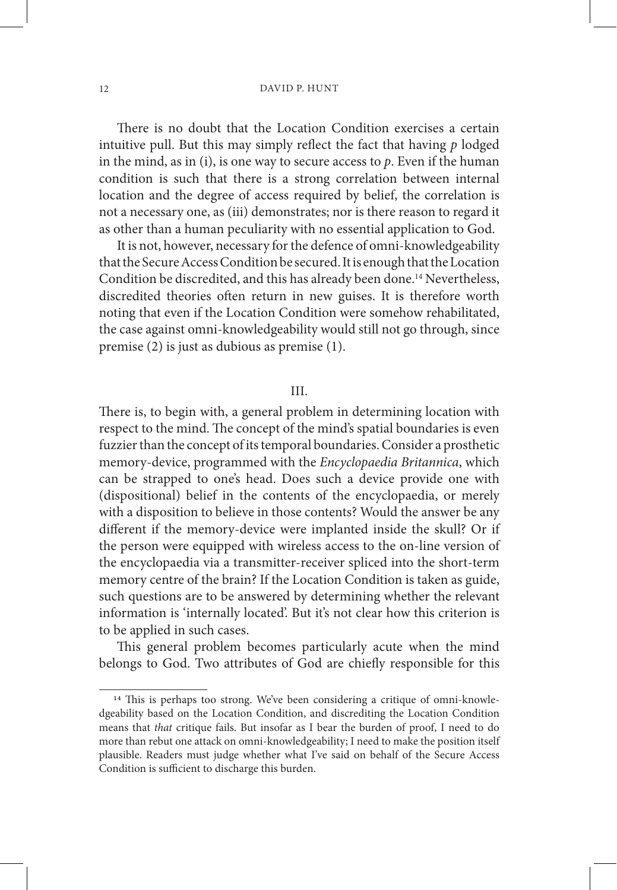There is no doubt that the Location Condition exercises a certain intuitive pull. But this may simply reflect the fact that having *p* lodged in the mind, as in (i), is one way to secure access to *p*. Even if the human condition is such that there is a strong correlation between internal location and the degree of access required by belief, the correlation is not a necessary one, as (iii) demonstrates; nor is there reason to regard it as other than a human peculiarity with no essential application to God.

It is not, however, necessary for the defence of omni-knowledgeability that the Secure Access Condition be secured. It is enough that the Location Condition be discredited, and this has already been done.[14] Nevertheless, discredited theories often return in new guises. It is therefore worth noting that even if the Location Condition were somehow rehabilitated, the case against omni-knowledgeability would still not go through, since premise (2) is just as dubious as premise (1).

## III.

There is, to begin with, a general problem in determining location with respect to the mind. The concept of the mind's spatial boundaries is even fuzzier than the concept of its temporal boundaries. Consider a prosthetic memory-device, programmed with the *Encyclopaedia Britannica*, which can be strapped to one's head. Does such a device provide one with (dispositional) belief in the contents of the encyclopaedia, or merely with a disposition to believe in those contents? Would the answer be any different if the memory-device were implanted inside the skull? Or if the person were equipped with wireless access to the on-line version of the encyclopaedia via a transmitter-receiver spliced into the short-term memory centre of the brain? If the Location Condition is taken as guide, such questions are to be answered by determining whether the relevant information is 'internally located'. But it's not clear how this criterion is to be applied in such cases.

This general problem becomes particularly acute when the mind belongs to God. Two attributes of God are chiefly responsible for this

---

[14] This is perhaps too strong. We've been considering a critique of omni-knowledgeability based on the Location Condition, and discrediting the Location Condition means that *that* critique fails. But insofar as I bear the burden of proof, I need to do more than rebut one attack on omni-knowledgeability; I need to make the position itself plausible. Readers must judge whether what I've said on behalf of the Secure Access Condition is sufficient to discharge this burden.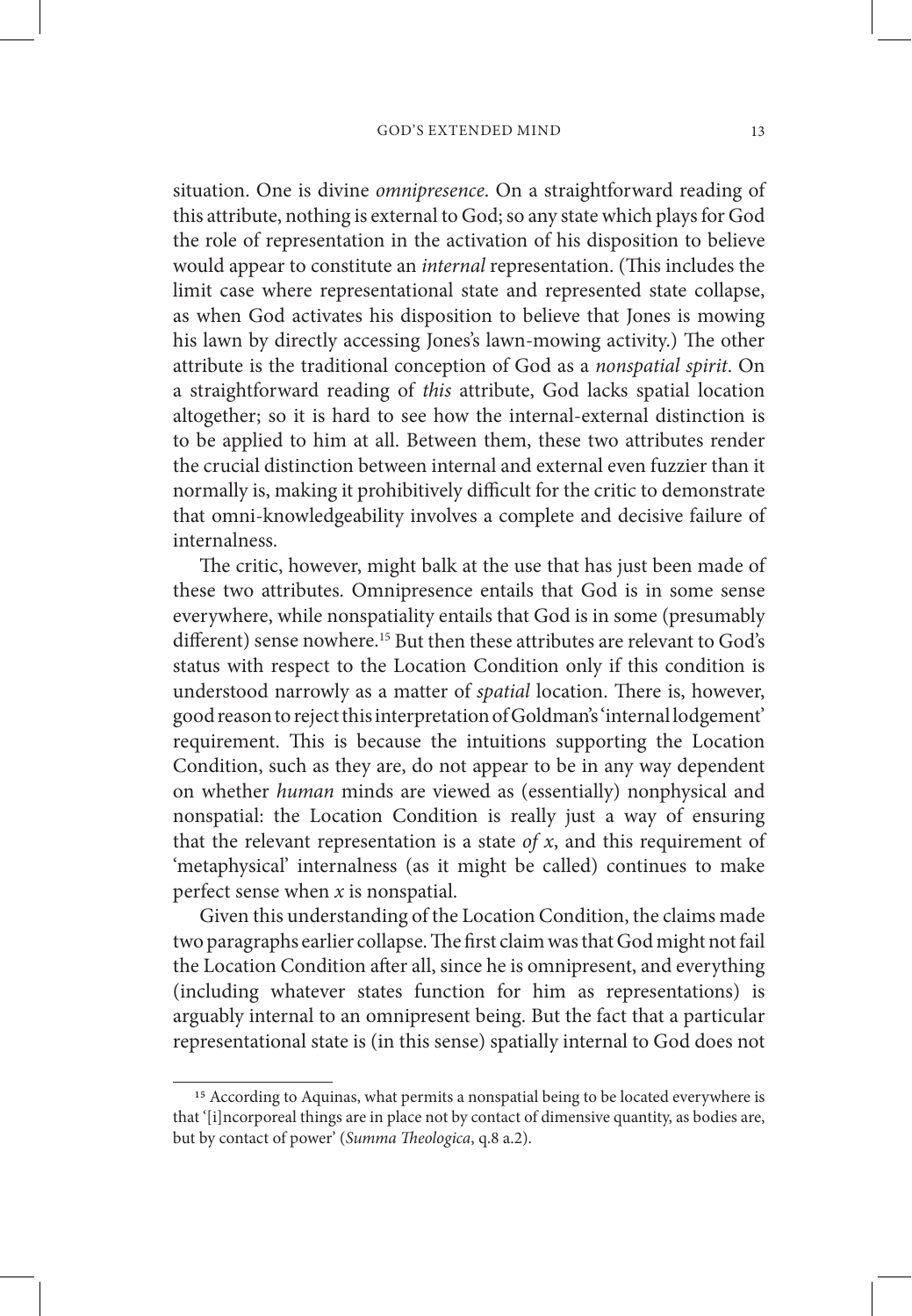situation. One is divine *omnipresence*. On a straightforward reading of this attribute, nothing is external to God; so any state which plays for God the role of representation in the activation of his disposition to believe would appear to constitute an *internal* representation. (This includes the limit case where representational state and represented state collapse, as when God activates his disposition to believe that Jones is mowing his lawn by directly accessing Jones's lawn-mowing activity.) The other attribute is the traditional conception of God as a *nonspatial spirit*. On a straightforward reading of *this* attribute, God lacks spatial location altogether; so it is hard to see how the internal-external distinction is to be applied to him at all. Between them, these two attributes render the crucial distinction between internal and external even fuzzier than it normally is, making it prohibitively difficult for the critic to demonstrate that omni-knowledgeability involves a complete and decisive failure of internalness.

The critic, however, might balk at the use that has just been made of these two attributes. Omnipresence entails that God is in some sense everywhere, while nonspatiality entails that God is in some (presumably different) sense nowhere.[15] But then these attributes are relevant to God's status with respect to the Location Condition only if this condition is understood narrowly as a matter of *spatial* location. There is, however, good reason to reject this interpretation of Goldman's 'internal lodgement' requirement. This is because the intuitions supporting the Location Condition, such as they are, do not appear to be in any way dependent on whether *human* minds are viewed as (essentially) nonphysical and nonspatial: the Location Condition is really just a way of ensuring that the relevant representation is a state *of x*, and this requirement of 'metaphysical' internalness (as it might be called) continues to make perfect sense when *x* is nonspatial.

Given this understanding of the Location Condition, the claims made two paragraphs earlier collapse. The first claim was that God might not fail the Location Condition after all, since he is omnipresent, and everything (including whatever states function for him as representations) is arguably internal to an omnipresent being. But the fact that a particular representational state is (in this sense) spatially internal to God does not

[15] According to Aquinas, what permits a nonspatial being to be located everywhere is that '[i]ncorporeal things are in place not by contact of dimensive quantity, as bodies are, but by contact of power' (*Summa Theologica*, q.8 a.2).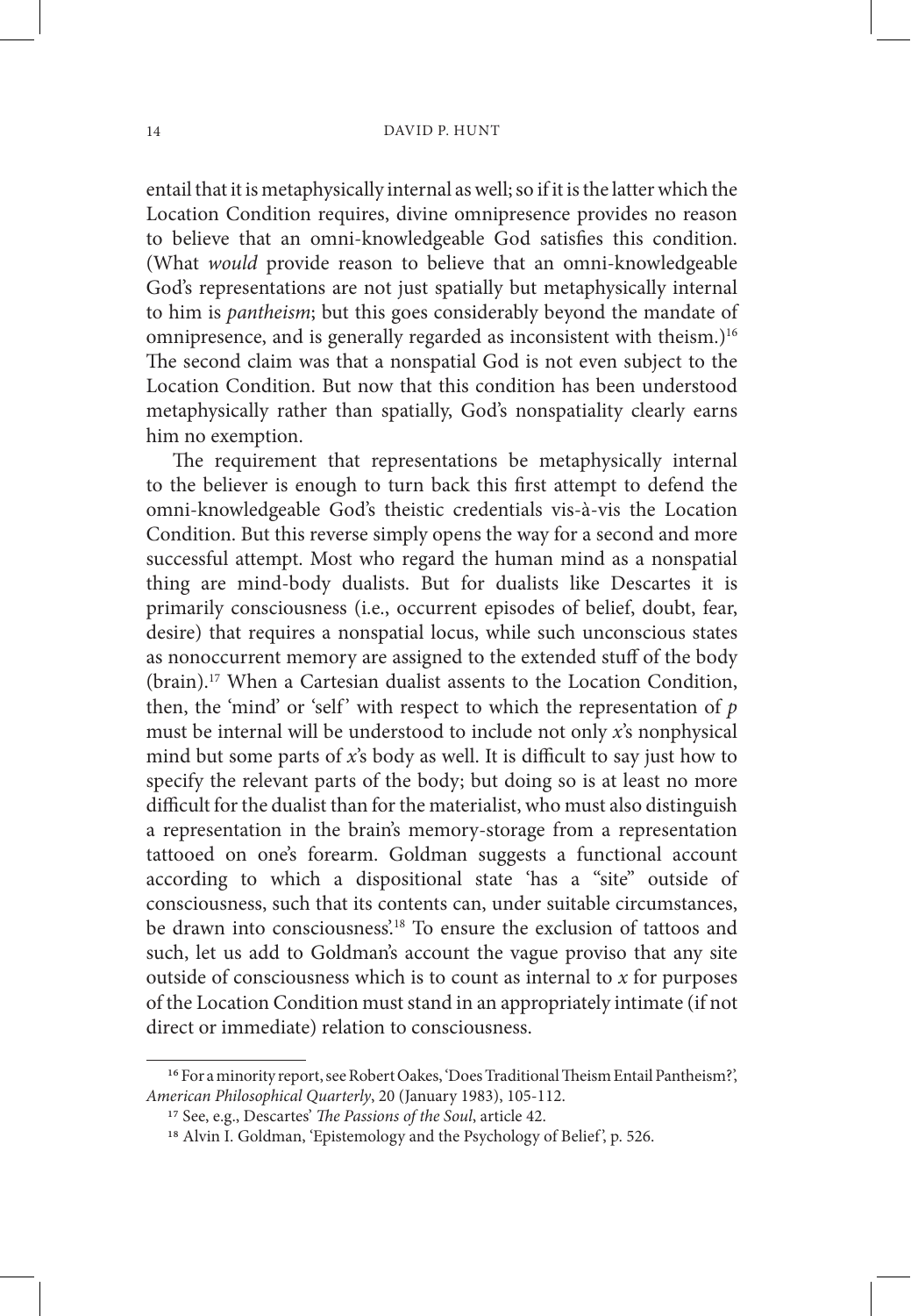entail that it is metaphysically internal as well; so if it is the latter which the Location Condition requires, divine omnipresence provides no reason to believe that an omni-knowledgeable God satisfies this condition. (What *would* provide reason to believe that an omni-knowledgeable God's representations are not just spatially but metaphysically internal to him is *pantheism*; but this goes considerably beyond the mandate of omnipresence, and is generally regarded as inconsistent with theism.)[16] The second claim was that a nonspatial God is not even subject to the Location Condition. But now that this condition has been understood metaphysically rather than spatially, God's nonspatiality clearly earns him no exemption.

The requirement that representations be metaphysically internal to the believer is enough to turn back this first attempt to defend the omni-knowledgeable God's theistic credentials vis-à-vis the Location Condition. But this reverse simply opens the way for a second and more successful attempt. Most who regard the human mind as a nonspatial thing are mind-body dualists. But for dualists like Descartes it is primarily consciousness (i.e., occurrent episodes of belief, doubt, fear, desire) that requires a nonspatial locus, while such unconscious states as nonoccurrent memory are assigned to the extended stuff of the body (brain).[17] When a Cartesian dualist assents to the Location Condition, then, the 'mind' or 'self' with respect to which the representation of *p* must be internal will be understood to include not only *x*'s nonphysical mind but some parts of *x*'s body as well. It is difficult to say just how to specify the relevant parts of the body; but doing so is at least no more difficult for the dualist than for the materialist, who must also distinguish a representation in the brain's memory-storage from a representation tattooed on one's forearm. Goldman suggests a functional account according to which a dispositional state 'has a "site" outside of consciousness, such that its contents can, under suitable circumstances, be drawn into consciousness'.[18] To ensure the exclusion of tattoos and such, let us add to Goldman's account the vague proviso that any site outside of consciousness which is to count as internal to *x* for purposes of the Location Condition must stand in an appropriately intimate (if not direct or immediate) relation to consciousness.

---

[16] For a minority report, see Robert Oakes, 'Does Traditional Theism Entail Pantheism?', *American Philosophical Quarterly*, 20 (January 1983), 105-112.

[17] See, e.g., Descartes' *The Passions of the Soul*, article 42.

[18] Alvin I. Goldman, 'Epistemology and the Psychology of Belief', p. 526.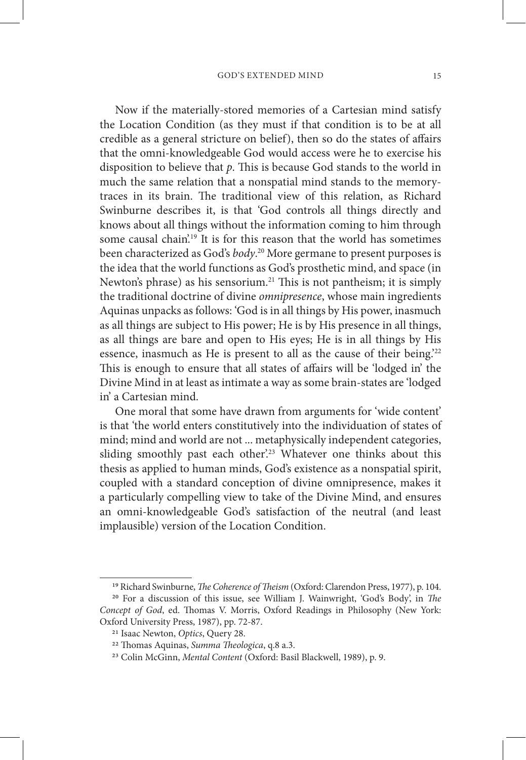Now if the materially-stored memories of a Cartesian mind satisfy the Location Condition (as they must if that condition is to be at all credible as a general stricture on belief), then so do the states of affairs that the omni-knowledgeable God would access were he to exercise his disposition to believe that *p*. This is because God stands to the world in much the same relation that a nonspatial mind stands to the memory-traces in its brain. The traditional view of this relation, as Richard Swinburne describes it, is that 'God controls all things directly and knows about all things without the information coming to him through some causal chain'.[19] It is for this reason that the world has sometimes been characterized as God's *body*.[20] More germane to present purposes is the idea that the world functions as God's prosthetic mind, and space (in Newton's phrase) as his sensorium.[21] This is not pantheism; it is simply the traditional doctrine of divine *omnipresence*, whose main ingredients Aquinas unpacks as follows: 'God is in all things by His power, inasmuch as all things are subject to His power; He is by His presence in all things, as all things are bare and open to His eyes; He is in all things by His essence, inasmuch as He is present to all as the cause of their being.'[22] This is enough to ensure that all states of affairs will be 'lodged in' the Divine Mind in at least as intimate a way as some brain-states are 'lodged in' a Cartesian mind.

One moral that some have drawn from arguments for 'wide content' is that 'the world enters constitutively into the individuation of states of mind; mind and world are not ... metaphysically independent categories, sliding smoothly past each other'.[23] Whatever one thinks about this thesis as applied to human minds, God's existence as a nonspatial spirit, coupled with a standard conception of divine omnipresence, makes it a particularly compelling view to take of the Divine Mind, and ensures an omni-knowledgeable God's satisfaction of the neutral (and least implausible) version of the Location Condition.

---

[19] Richard Swinburne, *The Coherence of Theism* (Oxford: Clarendon Press, 1977), p. 104.

[20] For a discussion of this issue, see William J. Wainwright, 'God's Body', in *The Concept of God*, ed. Thomas V. Morris, Oxford Readings in Philosophy (New York: Oxford University Press, 1987), pp. 72-87.

[21] Isaac Newton, *Optics*, Query 28.

[22] Thomas Aquinas, *Summa Theologica*, q.8 a.3.

[23] Colin McGinn, *Mental Content* (Oxford: Basil Blackwell, 1989), p. 9.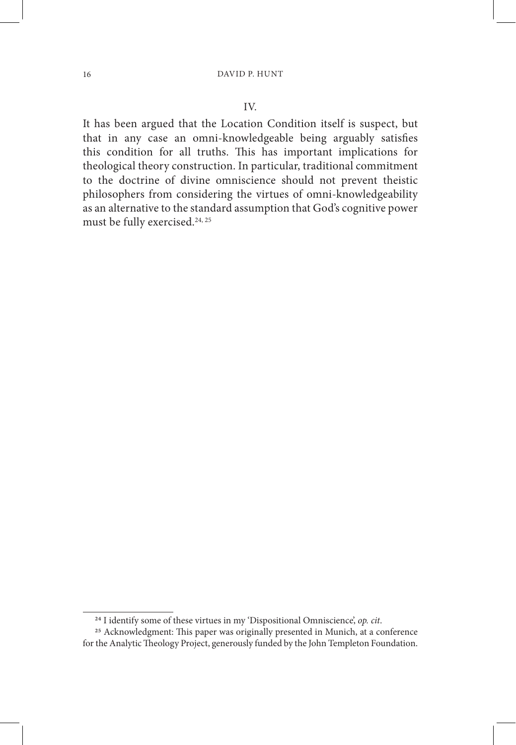## IV.

It has been argued that the Location Condition itself is suspect, but that in any case an omni-knowledgeable being arguably satisfies this condition for all truths. This has important implications for theological theory construction. In particular, traditional commitment to the doctrine of divine omniscience should not prevent theistic philosophers from considering the virtues of omni-knowledgeability as an alternative to the standard assumption that God's cognitive power must be fully exercised.[24, 25]

---

[24] I identify some of these virtues in my 'Dispositional Omniscience', *op. cit*.

[25] Acknowledgment: This paper was originally presented in Munich, at a conference for the Analytic Theology Project, generously funded by the John Templeton Foundation.